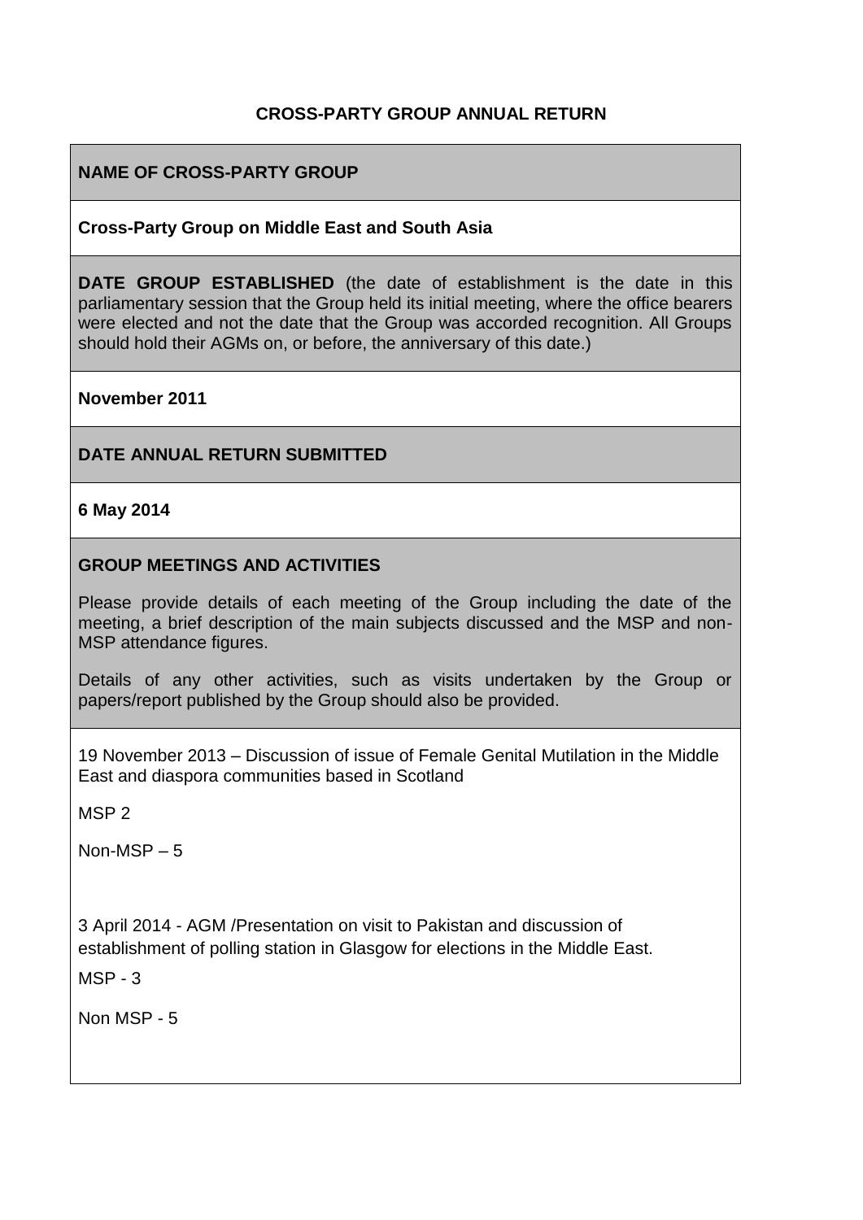# CROSS-PARTY GROUP ANNUAL RETURN

## NAME OF CROSS-PARTY GROUP

**Cross-Party Group on Middle East and South Asia**

**DATE GROUP ESTABLISHED** (the date of establishment is the date in this parliamentary session that the Group held its initial meeting, where the office bearers were elected and not the date that the Group was accorded recognition. All Groups should hold their AGMs on, or before, the anniversary of this date.)

**November 2011**

## DATE ANNUAL RETURN SUBMITTED

**6 May 2014**

## GROUP MEETINGS AND ACTIVITIES

Please provide details of each meeting of the Group including the date of the meeting, a brief description of the main subjects discussed and the MSP and non-MSP attendance figures.

Details of any other activities, such as visits undertaken by the Group or papers/report published by the Group should also be provided.

19 November 2013 – Discussion of issue of Female Genital Mutilation in the Middle East and diaspora communities based in Scotland

MSP 2

Non-MSP – 5

3 April 2014 - AGM /Presentation on visit to Pakistan and discussion of establishment of polling station in Glasgow for elections in the Middle East.

MSP - 3

Non MSP - 5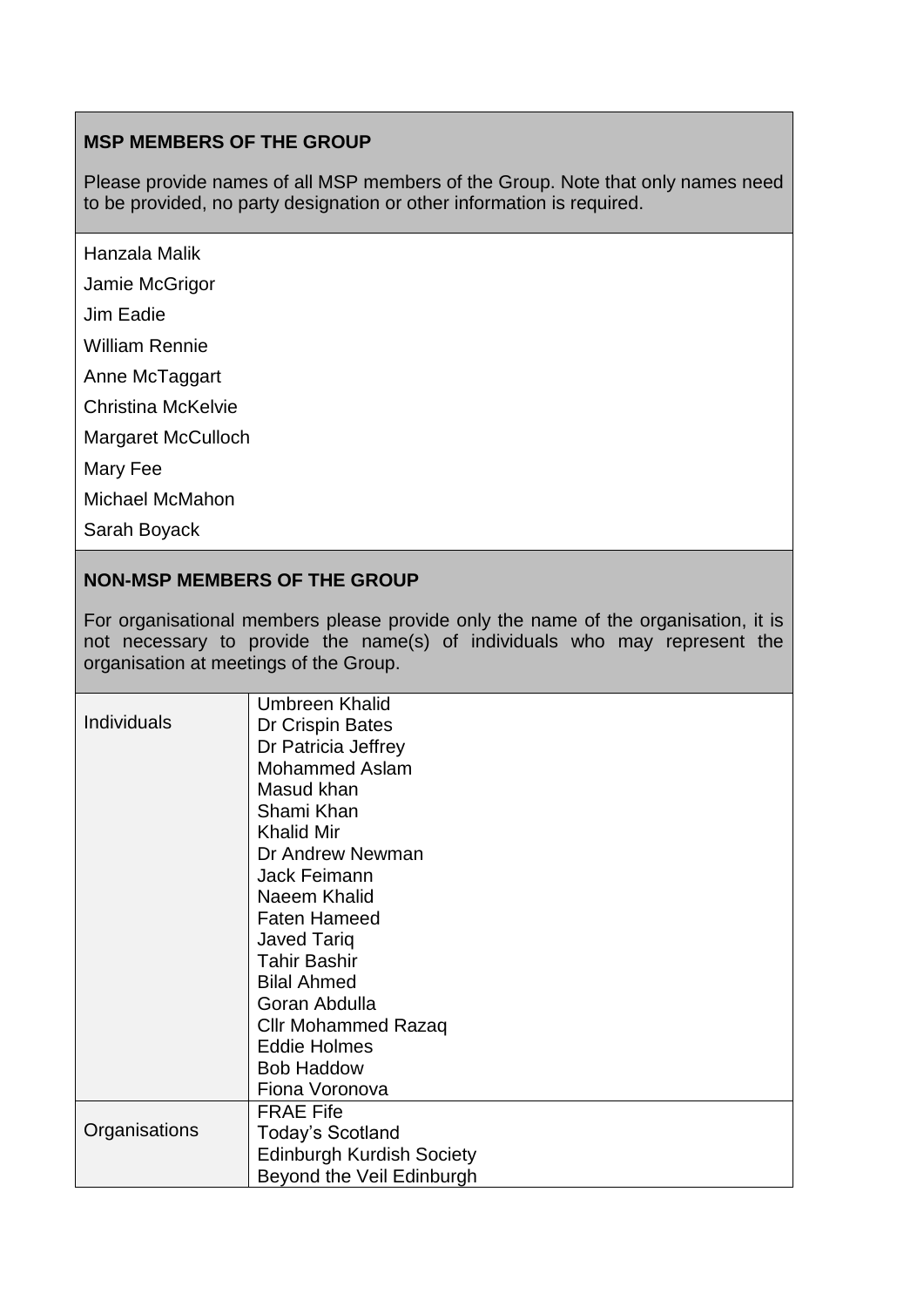## MSP MEMBERS OF THE GROUP

Please provide names of all MSP members of the Group. Note that only names need to be provided, no party designation or other information is required.

Hanzala Malik

Jamie McGrigor

Jim Eadie

William Rennie

Anne McTaggart

Christina McKelvie

Margaret McCulloch

Mary Fee

Michael McMahon

Sarah Boyack

## NON-MSP MEMBERS OF THE GROUP

For organisational members please provide only the name of the organisation, it is not necessary to provide the name(s) of individuals who may represent the organisation at meetings of the Group.

| | |
|---|---|
| Individuals | Umbreen Khalid<br>Dr Crispin Bates<br>Dr Patricia Jeffrey<br>Mohammed Aslam<br>Masud khan<br>Shami Khan<br>Khalid Mir<br>Dr Andrew Newman<br>Jack Feimann<br>Naeem Khalid<br>Faten Hameed<br>Javed Tariq<br>Tahir Bashir<br>Bilal Ahmed<br>Goran Abdulla<br>Cllr Mohammed Razaq<br>Eddie Holmes<br>Bob Haddow<br>Fiona Voronova |
| Organisations | FRAE Fife<br>Today's Scotland<br>Edinburgh Kurdish Society<br>Beyond the Veil Edinburgh |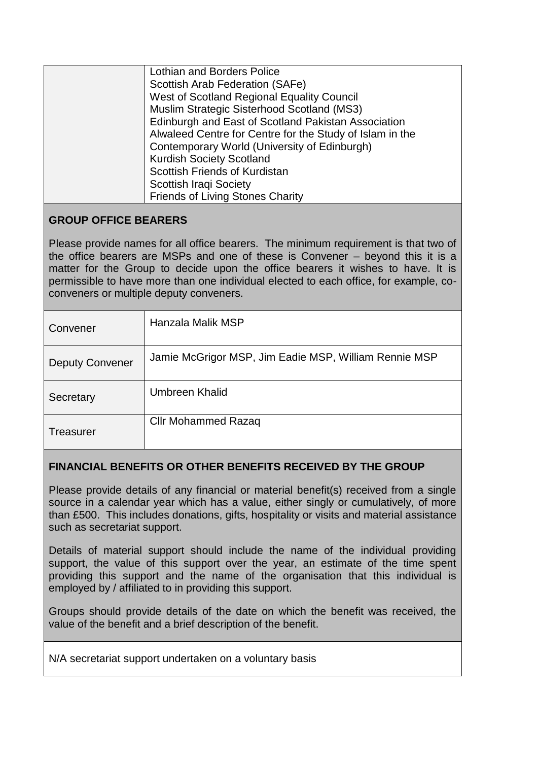| | |
|---|---|
| | Lothian and Borders Police<br>Scottish Arab Federation (SAFe)<br>West of Scotland Regional Equality Council<br>Muslim Strategic Sisterhood Scotland (MS3)<br>Edinburgh and East of Scotland Pakistan Association<br>Alwaleed Centre for Centre for the Study of Islam in the Contemporary World (University of Edinburgh)<br>Kurdish Society Scotland<br>Scottish Friends of Kurdistan<br>Scottish Iraqi Society<br>Friends of Living Stones Charity |

## GROUP OFFICE BEARERS

Please provide names for all office bearers. The minimum requirement is that two of the office bearers are MSPs and one of these is Convener – beyond this it is a matter for the Group to decide upon the office bearers it wishes to have. It is permissible to have more than one individual elected to each office, for example, co-conveners or multiple deputy conveners.

| | |
|---|---|
| Convener | Hanzala Malik MSP |
| Deputy Convener | Jamie McGrigor MSP, Jim Eadie MSP, William Rennie MSP |
| Secretary | Umbreen Khalid |
| Treasurer | Cllr Mohammed Razaq |

## FINANCIAL BENEFITS OR OTHER BENEFITS RECEIVED BY THE GROUP

Please provide details of any financial or material benefit(s) received from a single source in a calendar year which has a value, either singly or cumulatively, of more than £500. This includes donations, gifts, hospitality or visits and material assistance such as secretariat support.

Details of material support should include the name of the individual providing support, the value of this support over the year, an estimate of the time spent providing this support and the name of the organisation that this individual is employed by / affiliated to in providing this support.

Groups should provide details of the date on which the benefit was received, the value of the benefit and a brief description of the benefit.

N/A secretariat support undertaken on a voluntary basis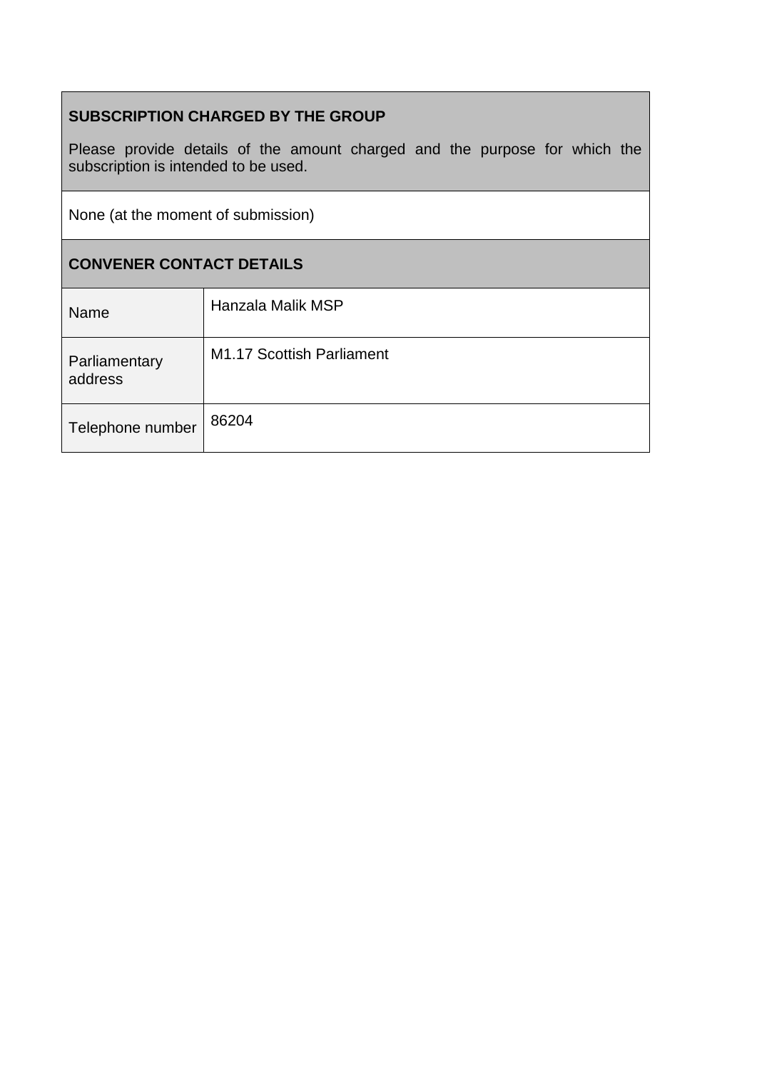| **SUBSCRIPTION CHARGED BY THE GROUP**<br><br>Please provide details of the amount charged and the purpose for which the subscription is intended to be used. |
| --- |
| None (at the moment of submission) |

| **CONVENER CONTACT DETAILS** | |
| --- | --- |
| Name | Hanzala Malik MSP |
| Parliamentary address | M1.17 Scottish Parliament |
| Telephone number | 86204 |